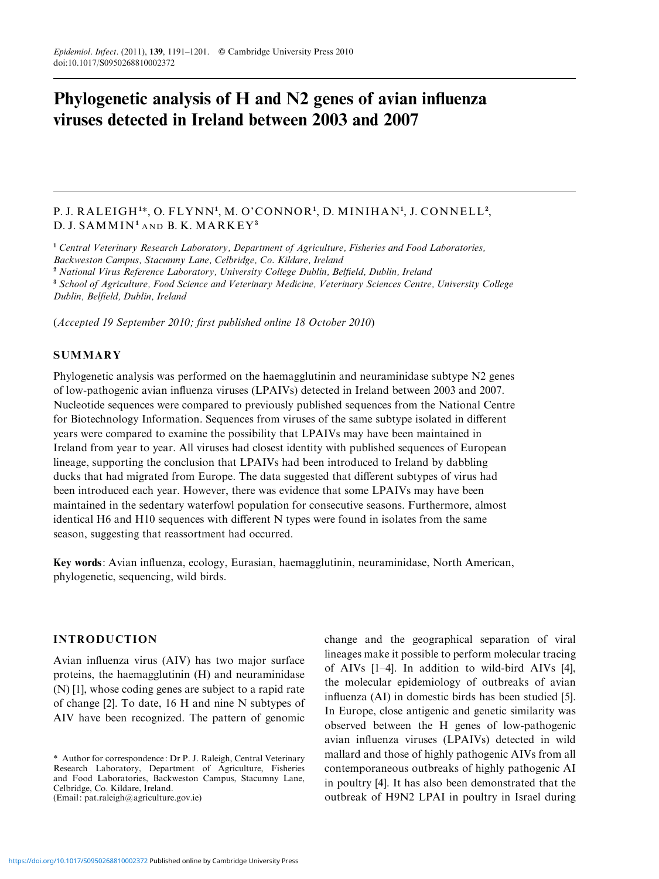# Phylogenetic analysis of H and N2 genes of avian influenza viruses detected in Ireland between 2003 and 2007

P. J. RALEIGH[1]*, O. FLYNN[1], M. O'CONNOR[1], D. MINIHAN[1], J. CONNELL[2], D. J. SAMMIN[1] AND B. K. MARKEY[3]

[1] *Central Veterinary Research Laboratory, Department of Agriculture, Fisheries and Food Laboratories, Backweston Campus, Stacumny Lane, Celbridge, Co. Kildare, Ireland*
[2] *National Virus Reference Laboratory, University College Dublin, Belfield, Dublin, Ireland*
[3] *School of Agriculture, Food Science and Veterinary Medicine, Veterinary Sciences Centre, University College Dublin, Belfield, Dublin, Ireland*

(*Accepted 19 September 2010; first published online 18 October 2010*)

## SUMMARY

Phylogenetic analysis was performed on the haemagglutinin and neuraminidase subtype N2 genes of low-pathogenic avian influenza viruses (LPAIVs) detected in Ireland between 2003 and 2007. Nucleotide sequences were compared to previously published sequences from the National Centre for Biotechnology Information. Sequences from viruses of the same subtype isolated in different years were compared to examine the possibility that LPAIVs may have been maintained in Ireland from year to year. All viruses had closest identity with published sequences of European lineage, supporting the conclusion that LPAIVs had been introduced to Ireland by dabbling ducks that had migrated from Europe. The data suggested that different subtypes of virus had been introduced each year. However, there was evidence that some LPAIVs may have been maintained in the sedentary waterfowl population for consecutive seasons. Furthermore, almost identical H6 and H10 sequences with different N types were found in isolates from the same season, suggesting that reassortment had occurred.

**Key words**: Avian influenza, ecology, Eurasian, haemagglutinin, neuraminidase, North American, phylogenetic, sequencing, wild birds.

## INTRODUCTION

Avian influenza virus (AIV) has two major surface proteins, the haemagglutinin (H) and neuraminidase (N) [1], whose coding genes are subject to a rapid rate of change [2]. To date, 16 H and nine N subtypes of AIV have been recognized. The pattern of genomic change and the geographical separation of viral lineages make it possible to perform molecular tracing of AIVs [1–4]. In addition to wild-bird AIVs [4], the molecular epidemiology of outbreaks of avian influenza (AI) in domestic birds has been studied [5]. In Europe, close antigenic and genetic similarity was observed between the H genes of low-pathogenic avian influenza viruses (LPAIVs) detected in wild mallard and those of highly pathogenic AIVs from all contemporaneous outbreaks of highly pathogenic AI in poultry [4]. It has also been demonstrated that the outbreak of H9N2 LPAI in poultry in Israel during

\* Author for correspondence: Dr P. J. Raleigh, Central Veterinary Research Laboratory, Department of Agriculture, Fisheries and Food Laboratories, Backweston Campus, Stacumny Lane, Celbridge, Co. Kildare, Ireland.
(Email: pat.raleigh@agriculture.gov.ie)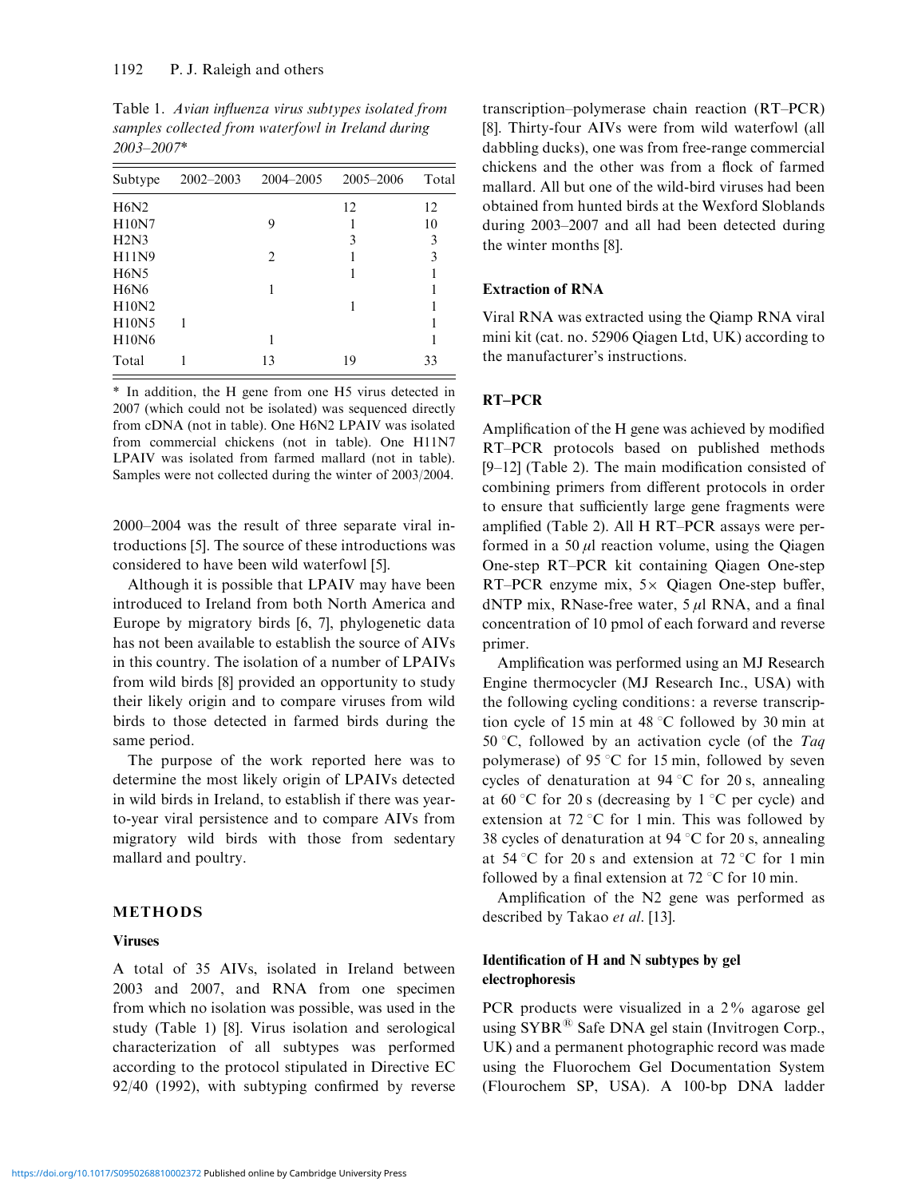Table 1. *Avian influenza virus subtypes isolated from samples collected from waterfowl in Ireland during 2003–2007**

| Subtype | 2002–2003 | 2004–2005 | 2005–2006 | Total |
|---|---|---|---|---|
| H6N2 | | | 12 | 12 |
| H10N7 | | 9 | 1 | 10 |
| H2N3 | | | 3 | 3 |
| H11N9 | | 2 | 1 | 3 |
| H6N5 | | | 1 | 1 |
| H6N6 | | 1 | | 1 |
| H10N2 | | | 1 | 1 |
| H10N5 | 1 | | | 1 |
| H10N6 | | 1 | | 1 |
| Total | 1 | 13 | 19 | 33 |

* In addition, the H gene from one H5 virus detected in 2007 (which could not be isolated) was sequenced directly from cDNA (not in table). One H6N2 LPAIV was isolated from commercial chickens (not in table). One H11N7 LPAIV was isolated from farmed mallard (not in table). Samples were not collected during the winter of 2003/2004.

2000–2004 was the result of three separate viral introductions [5]. The source of these introductions was considered to have been wild waterfowl [5].

Although it is possible that LPAIV may have been introduced to Ireland from both North America and Europe by migratory birds [6, 7], phylogenetic data has not been available to establish the source of AIVs in this country. The isolation of a number of LPAIVs from wild birds [8] provided an opportunity to study their likely origin and to compare viruses from wild birds to those detected in farmed birds during the same period.

The purpose of the work reported here was to determine the most likely origin of LPAIVs detected in wild birds in Ireland, to establish if there was year-to-year viral persistence and to compare AIVs from migratory wild birds with those from sedentary mallard and poultry.

## METHODS

### Viruses

A total of 35 AIVs, isolated in Ireland between 2003 and 2007, and RNA from one specimen from which no isolation was possible, was used in the study (Table 1) [8]. Virus isolation and serological characterization of all subtypes was performed according to the protocol stipulated in Directive EC 92/40 (1992), with subtyping confirmed by reverse transcription–polymerase chain reaction (RT–PCR) [8]. Thirty-four AIVs were from wild waterfowl (all dabbling ducks), one was from free-range commercial chickens and the other was from a flock of farmed mallard. All but one of the wild-bird viruses had been obtained from hunted birds at the Wexford Sloblands during 2003–2007 and all had been detected during the winter months [8].

### Extraction of RNA

Viral RNA was extracted using the Qiamp RNA viral mini kit (cat. no. 52906 Qiagen Ltd, UK) according to the manufacturer's instructions.

### RT–PCR

Amplification of the H gene was achieved by modified RT–PCR protocols based on published methods [9–12] (Table 2). The main modification consisted of combining primers from different protocols in order to ensure that sufficiently large gene fragments were amplified (Table 2). All H RT–PCR assays were performed in a 50 $\mu$l reaction volume, using the Qiagen One-step RT–PCR kit containing Qiagen One-step RT–PCR enzyme mix, 5× Qiagen One-step buffer, dNTP mix, RNase-free water, 5 $\mu$l RNA, and a final concentration of 10 pmol of each forward and reverse primer.

Amplification was performed using an MJ Research Engine thermocycler (MJ Research Inc., USA) with the following cycling conditions: a reverse transcription cycle of 15 min at 48 °C followed by 30 min at 50 °C, followed by an activation cycle (of the *Taq* polymerase) of 95 °C for 15 min, followed by seven cycles of denaturation at 94 °C for 20 s, annealing at 60 °C for 20 s (decreasing by 1 °C per cycle) and extension at 72 °C for 1 min. This was followed by 38 cycles of denaturation at 94 °C for 20 s, annealing at 54 °C for 20 s and extension at 72 °C for 1 min followed by a final extension at 72 °C for 10 min.

Amplification of the N2 gene was performed as described by Takao *et al*. [13].

### Identification of H and N subtypes by gel electrophoresis

PCR products were visualized in a 2% agarose gel using SYBR® Safe DNA gel stain (Invitrogen Corp., UK) and a permanent photographic record was made using the Fluorochem Gel Documentation System (Flourochem SP, USA). A 100-bp DNA ladder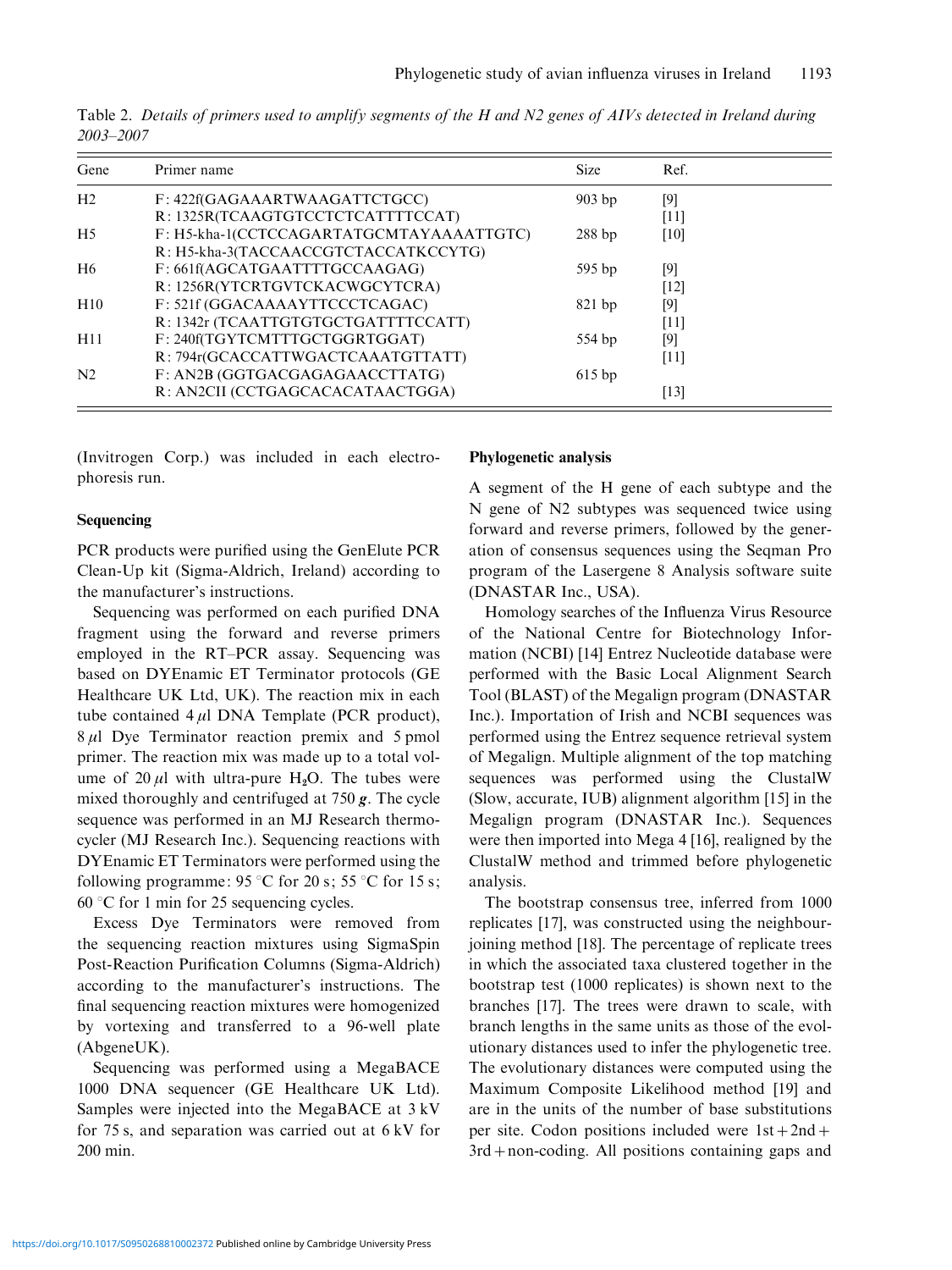Table 2. *Details of primers used to amplify segments of the H and N2 genes of AIVs detected in Ireland during 2003–2007*

| Gene | Primer name | Size | Ref. |
|---|---|---|---|
| H2 | F: 422f(GAGAAARTWAAGATTCTGCC) | 903 bp | [9] |
| | R: 1325R(TCAAGTGTCCTCTCATTTTCCAT) | | [11] |
| H5 | F: H5-kha-1(CCTCCAGARTATGCMTAYAAAATTGTC) | 288 bp | [10] |
| | R: H5-kha-3(TACCAACCGTCTACCATKCCYTG) | | |
| H6 | F: 661f(AGCATGAATTTTGCCAAGAG) | 595 bp | [9] |
| | R: 1256R(YTCRTGVTCKACWGCYTCRA) | | [12] |
| H10 | F: 521f (GGACAAAAYTTCCCTCAGAC) | 821 bp | [9] |
| | R: 1342r (TCAATTGTGTGCTGATTTTCCATT) | | [11] |
| H11 | F: 240f(TGYTCMTTTGCTGGRTGGAT) | 554 bp | [9] |
| | R: 794r(GCACCATTWGACTCAAATGTTATT) | | [11] |
| N2 | F: AN2B (GGTGACGAGAGAACCTTATG) | 615 bp | |
| | R: AN2CII (CCTGAGCACACATAACTGGA) | | [13] |

(Invitrogen Corp.) was included in each electrophoresis run.

### Sequencing

PCR products were purified using the GenElute PCR Clean-Up kit (Sigma-Aldrich, Ireland) according to the manufacturer's instructions.

Sequencing was performed on each purified DNA fragment using the forward and reverse primers employed in the RT–PCR assay. Sequencing was based on DYEnamic ET Terminator protocols (GE Healthcare UK Ltd, UK). The reaction mix in each tube contained 4 $\mu$l DNA Template (PCR product), 8 $\mu$l Dye Terminator reaction premix and 5 pmol primer. The reaction mix was made up to a total volume of 20 $\mu$l with ultra-pure $H_2O$. The tubes were mixed thoroughly and centrifuged at 750 ***g***. The cycle sequence was performed in an MJ Research thermocycler (MJ Research Inc.). Sequencing reactions with DYEnamic ET Terminators were performed using the following programme: 95 °C for 20 s; 55 °C for 15 s; 60 °C for 1 min for 25 sequencing cycles.

Excess Dye Terminators were removed from the sequencing reaction mixtures using SigmaSpin Post-Reaction Purification Columns (Sigma-Aldrich) according to the manufacturer's instructions. The final sequencing reaction mixtures were homogenized by vortexing and transferred to a 96-well plate (AbgeneUK).

Sequencing was performed using a MegaBACE 1000 DNA sequencer (GE Healthcare UK Ltd). Samples were injected into the MegaBACE at 3 kV for 75 s, and separation was carried out at 6 kV for 200 min.

### Phylogenetic analysis

A segment of the H gene of each subtype and the N gene of N2 subtypes was sequenced twice using forward and reverse primers, followed by the generation of consensus sequences using the Seqman Pro program of the Lasergene 8 Analysis software suite (DNASTAR Inc., USA).

Homology searches of the Influenza Virus Resource of the National Centre for Biotechnology Information (NCBI) [14] Entrez Nucleotide database were performed with the Basic Local Alignment Search Tool (BLAST) of the Megalign program (DNASTAR Inc.). Importation of Irish and NCBI sequences was performed using the Entrez sequence retrieval system of Megalign. Multiple alignment of the top matching sequences was performed using the ClustalW (Slow, accurate, IUB) alignment algorithm [15] in the Megalign program (DNASTAR Inc.). Sequences were then imported into Mega 4 [16], realigned by the ClustalW method and trimmed before phylogenetic analysis.

The bootstrap consensus tree, inferred from 1000 replicates [17], was constructed using the neighbour-joining method [18]. The percentage of replicate trees in which the associated taxa clustered together in the bootstrap test (1000 replicates) is shown next to the branches [17]. The trees were drawn to scale, with branch lengths in the same units as those of the evolutionary distances used to infer the phylogenetic tree. The evolutionary distances were computed using the Maximum Composite Likelihood method [19] and are in the units of the number of base substitutions per site. Codon positions included were 1st + 2nd + 3rd + non-coding. All positions containing gaps and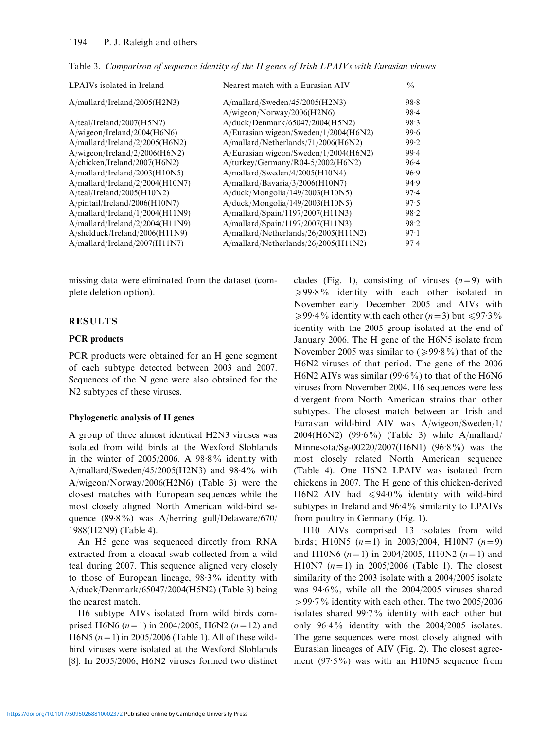Table 3. *Comparison of sequence identity of the H genes of Irish LPAIVs with Eurasian viruses*

| LPAIVs isolated in Ireland | Nearest match with a Eurasian AIV | % |
|---|---|---|
| A/mallard/Ireland/2005(H2N3) | A/mallard/Sweden/45/2005(H2N3) | 98·8 |
| | A/wigeon/Norway/2006(H2N6) | 98·4 |
| A/teal/Ireland/2007(H5N?) | A/duck/Denmark/65047/2004(H5N2) | 98·3 |
| A/wigeon/Ireland/2004(H6N6) | A/Eurasian wigeon/Sweden/1/2004(H6N2) | 99·6 |
| A/mallard/Ireland/2/2005(H6N2) | A/mallard/Netherlands/71/2006(H6N2) | 99·2 |
| A/wigeon/Ireland/2/2006(H6N2) | A/Eurasian wigeon/Sweden/1/2004(H6N2) | 99·4 |
| A/chicken/Ireland/2007(H6N2) | A/turkey/Germany/R04-5/2002(H6N2) | 96·4 |
| A/mallard/Ireland/2003(H10N5) | A/mallard/Sweden/4/2005(H10N4) | 96·9 |
| A/mallard/Ireland/2/2004(H10N7) | A/mallard/Bavaria/3/2006(H10N7) | 94·9 |
| A/teal/Ireland/2005(H10N2) | A/duck/Mongolia/149/2003(H10N5) | 97·4 |
| A/pintail/Ireland/2006(H10N7) | A/duck/Mongolia/149/2003(H10N5) | 97·5 |
| A/mallard/Ireland/1/2004(H11N9) | A/mallard/Spain/1197/2007(H11N3) | 98·2 |
| A/mallard/Ireland/2/2004(H11N9) | A/mallard/Spain/1197/2007(H11N3) | 98·2 |
| A/shelduck/Ireland/2006(H11N9) | A/mallard/Netherlands/26/2005(H11N2) | 97·1 |
| A/mallard/Ireland/2007(H11N7) | A/mallard/Netherlands/26/2005(H11N2) | 97·4 |

missing data were eliminated from the dataset (complete deletion option).

## RESULTS

### PCR products

PCR products were obtained for an H gene segment of each subtype detected between 2003 and 2007. Sequences of the N gene were also obtained for the N2 subtypes of these viruses.

### Phylogenetic analysis of H genes

A group of three almost identical H2N3 viruses was isolated from wild birds at the Wexford Sloblands in the winter of 2005/2006. A 98·8% identity with A/mallard/Sweden/45/2005(H2N3) and 98·4% with A/wigeon/Norway/2006(H2N6) (Table 3) were the closest matches with European sequences while the most closely aligned North American wild-bird sequence (89·8%) was A/herring gull/Delaware/670/1988(H2N9) (Table 4).

An H5 gene was sequenced directly from RNA extracted from a cloacal swab collected from a wild teal during 2007. This sequence aligned very closely to those of European lineage, 98·3% identity with A/duck/Denmark/65047/2004(H5N2) (Table 3) being the nearest match.

H6 subtype AIVs isolated from wild birds comprised H6N6 ($n=1$) in 2004/2005, H6N2 ($n=12$) and H6N5 ($n=1$) in 2005/2006 (Table 1). All of these wild-bird viruses were isolated at the Wexford Sloblands [8]. In 2005/2006, H6N2 viruses formed two distinct clades (Fig. 1), consisting of viruses ($n=9$) with $\geqslant 99{\cdot}8\%$ identity with each other isolated in November–early December 2005 and AIVs with $\geqslant 99{\cdot}4\%$ identity with each other ($n=3$) but $\leqslant 97{\cdot}3\%$ identity with the 2005 group isolated at the end of January 2006. The H gene of the H6N5 isolate from November 2005 was similar to ($\geqslant 99{\cdot}8\%$) that of the H6N2 viruses of that period. The gene of the 2006 H6N2 AIVs was similar (99·6%) to that of the H6N6 viruses from November 2004. H6 sequences were less divergent from North American strains than other subtypes. The closest match between an Irish and Eurasian wild-bird AIV was A/wigeon/Sweden/1/2004(H6N2) (99·6%) (Table 3) while A/mallard/Minnesota/Sg-00220/2007(H6N1) (96·8%) was the most closely related North American sequence (Table 4). One H6N2 LPAIV was isolated from chickens in 2007. The H gene of this chicken-derived H6N2 AIV had $\leqslant 94{\cdot}0\%$ identity with wild-bird subtypes in Ireland and 96·4% similarity to LPAIVs from poultry in Germany (Fig. 1).

H10 AIVs comprised 13 isolates from wild birds; H10N5 ($n=1$) in 2003/2004, H10N7 ($n=9$) and H10N6 ($n=1$) in 2004/2005, H10N2 ($n=1$) and H10N7 ($n=1$) in 2005/2006 (Table 1). The closest similarity of the 2003 isolate with a 2004/2005 isolate was 94·6%, while all the 2004/2005 viruses shared $>99{\cdot}7\%$ identity with each other. The two 2005/2006 isolates shared 99·7% identity with each other but only 96·4% identity with the 2004/2005 isolates. The gene sequences were most closely aligned with Eurasian lineages of AIV (Fig. 2). The closest agreement (97·5%) was with an H10N5 sequence from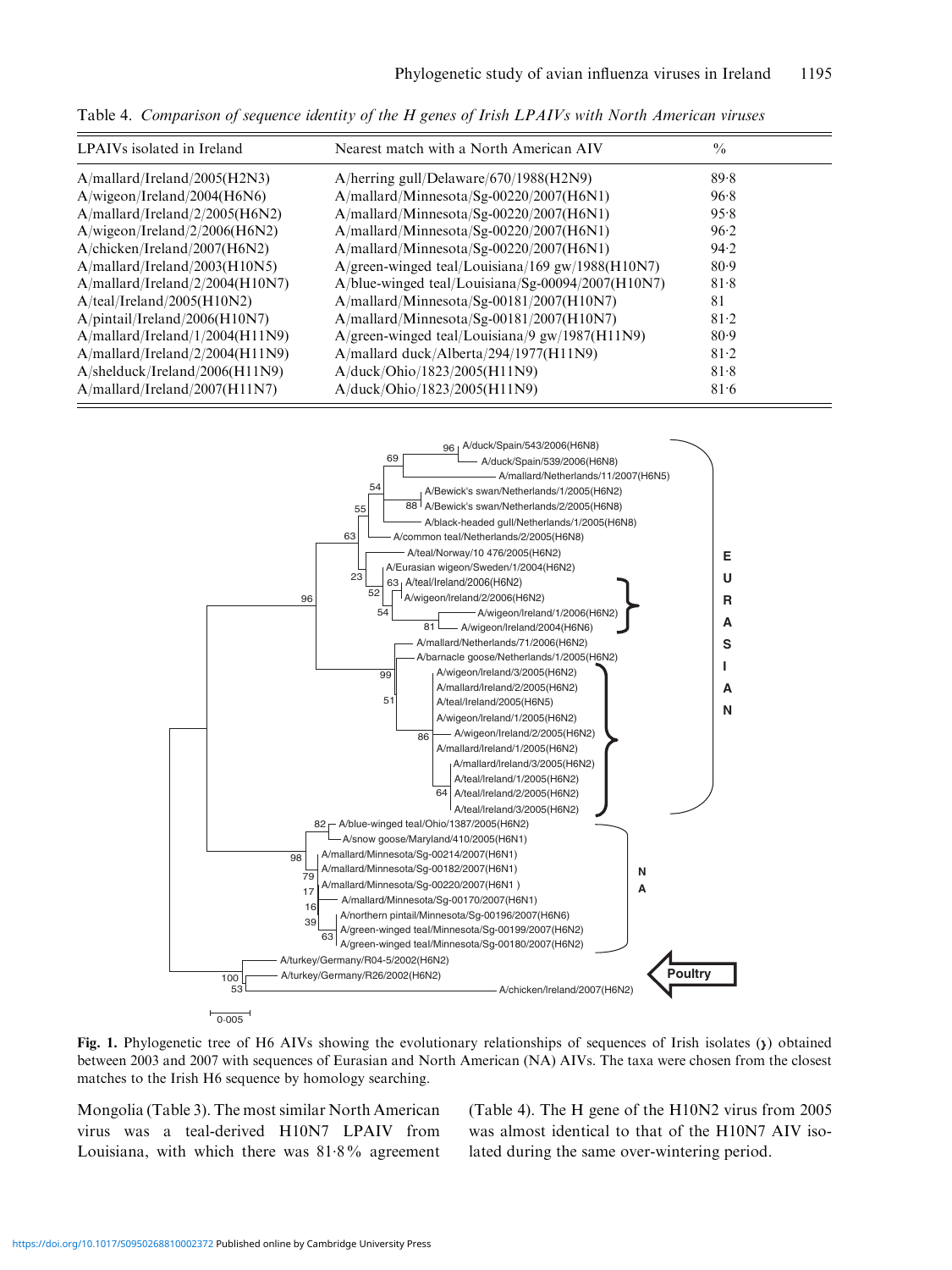Table 4. *Comparison of sequence identity of the H genes of Irish LPAIVs with North American viruses*

| LPAIVs isolated in Ireland | Nearest match with a North American AIV | % |
|---|---|---|
| A/mallard/Ireland/2005(H2N3) | A/herring gull/Delaware/670/1988(H2N9) | 89·8 |
| A/wigeon/Ireland/2004(H6N6) | A/mallard/Minnesota/Sg-00220/2007(H6N1) | 96·8 |
| A/mallard/Ireland/2/2005(H6N2) | A/mallard/Minnesota/Sg-00220/2007(H6N1) | 95·8 |
| A/wigeon/Ireland/2/2006(H6N2) | A/mallard/Minnesota/Sg-00220/2007(H6N1) | 96·2 |
| A/chicken/Ireland/2007(H6N2) | A/mallard/Minnesota/Sg-00220/2007(H6N1) | 94·2 |
| A/mallard/Ireland/2003(H10N5) | A/green-winged teal/Louisiana/169 gw/1988(H10N7) | 80·9 |
| A/mallard/Ireland/2/2004(H10N7) | A/blue-winged teal/Louisiana/Sg-00094/2007(H10N7) | 81·8 |
| A/teal/Ireland/2005(H10N2) | A/mallard/Minnesota/Sg-00181/2007(H10N7) | 81 |
| A/pintail/Ireland/2006(H10N7) | A/mallard/Minnesota/Sg-00181/2007(H10N7) | 81·2 |
| A/mallard/Ireland/1/2004(H11N9) | A/green-winged teal/Louisiana/9 gw/1987(H11N9) | 80·9 |
| A/mallard/Ireland/2/2004(H11N9) | A/mallard duck/Alberta/294/1977(H11N9) | 81·2 |
| A/shelduck/Ireland/2006(H11N9) | A/duck/Ohio/1823/2005(H11N9) | 81·8 |
| A/mallard/Ireland/2007(H11N7) | A/duck/Ohio/1823/2005(H11N9) | 81·6 |

**Fig. 1.** Phylogenetic tree of H6 AIVs showing the evolutionary relationships of sequences of Irish isolates (}) obtained between 2003 and 2007 with sequences of Eurasian and North American (NA) AIVs. The taxa were chosen from the closest matches to the Irish H6 sequence by homology searching.

Mongolia (Table 3). The most similar North American virus was a teal-derived H10N7 LPAIV from Louisiana, with which there was 81·8% agreement (Table 4). The H gene of the H10N2 virus from 2005 was almost identical to that of the H10N7 AIV isolated during the same over-wintering period.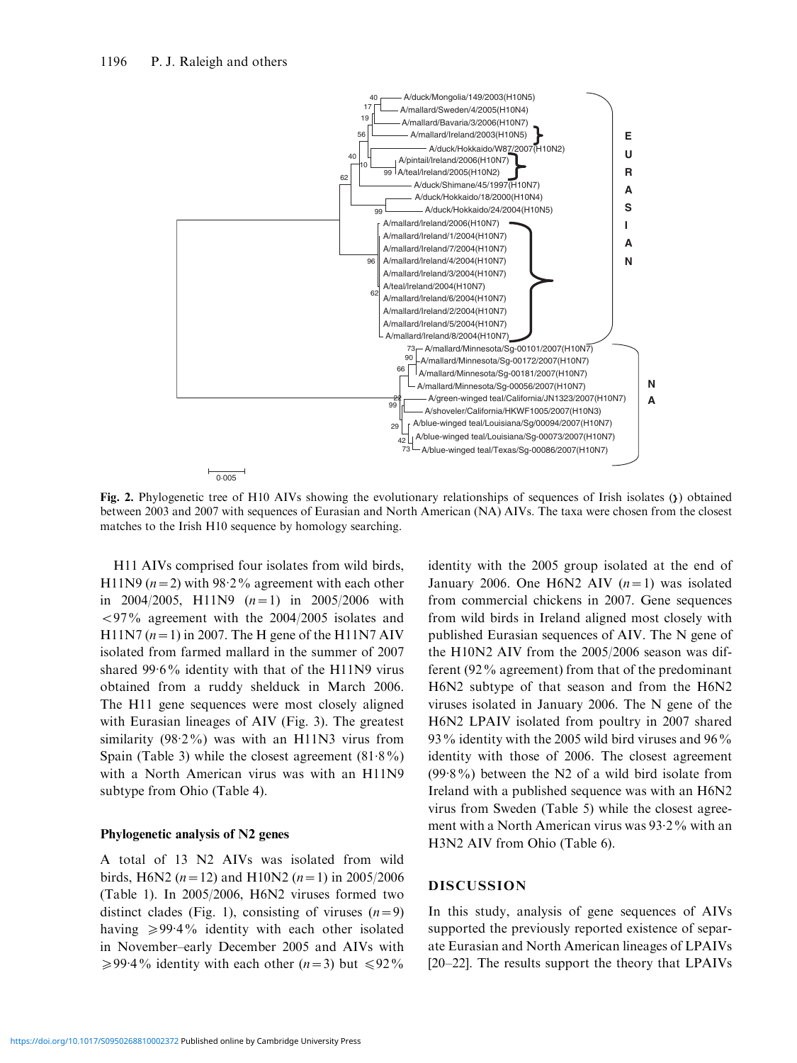**Fig. 2.** Phylogenetic tree of H10 AIVs showing the evolutionary relationships of sequences of Irish isolates (}) obtained between 2003 and 2007 with sequences of Eurasian and North American (NA) AIVs. The taxa were chosen from the closest matches to the Irish H10 sequence by homology searching.

H11 AIVs comprised four isolates from wild birds, H11N9 ($n=2$) with 98·2% agreement with each other in 2004/2005, H11N9 ($n=1$) in 2005/2006 with <97% agreement with the 2004/2005 isolates and H11N7 ($n=1$) in 2007. The H gene of the H11N7 AIV isolated from farmed mallard in the summer of 2007 shared 99·6% identity with that of the H11N9 virus obtained from a ruddy shelduck in March 2006. The H11 gene sequences were most closely aligned with Eurasian lineages of AIV (Fig. 3). The greatest similarity (98·2%) was with an H11N3 virus from Spain (Table 3) while the closest agreement (81·8%) with a North American virus was with an H11N9 subtype from Ohio (Table 4).

### Phylogenetic analysis of N2 genes

A total of 13 N2 AIVs was isolated from wild birds, H6N2 ($n=12$) and H10N2 ($n=1$) in 2005/2006 (Table 1). In 2005/2006, H6N2 viruses formed two distinct clades (Fig. 1), consisting of viruses ($n=9$) having ⩾99·4% identity with each other isolated in November–early December 2005 and AIVs with ⩾99·4% identity with each other ($n=3$) but ⩽92% identity with the 2005 group isolated at the end of January 2006. One H6N2 AIV ($n=1$) was isolated from commercial chickens in 2007. Gene sequences from wild birds in Ireland aligned most closely with published Eurasian sequences of AIV. The N gene of the H10N2 AIV from the 2005/2006 season was different (92% agreement) from that of the predominant H6N2 subtype of that season and from the H6N2 viruses isolated in January 2006. The N gene of the H6N2 LPAIV isolated from poultry in 2007 shared 93% identity with the 2005 wild bird viruses and 96% identity with those of 2006. The closest agreement (99·8%) between the N2 of a wild bird isolate from Ireland with a published sequence was with an H6N2 virus from Sweden (Table 5) while the closest agreement with a North American virus was 93·2% with an H3N2 AIV from Ohio (Table 6).

## DISCUSSION

In this study, analysis of gene sequences of AIVs supported the previously reported existence of separate Eurasian and North American lineages of LPAIVs [20–22]. The results support the theory that LPAIVs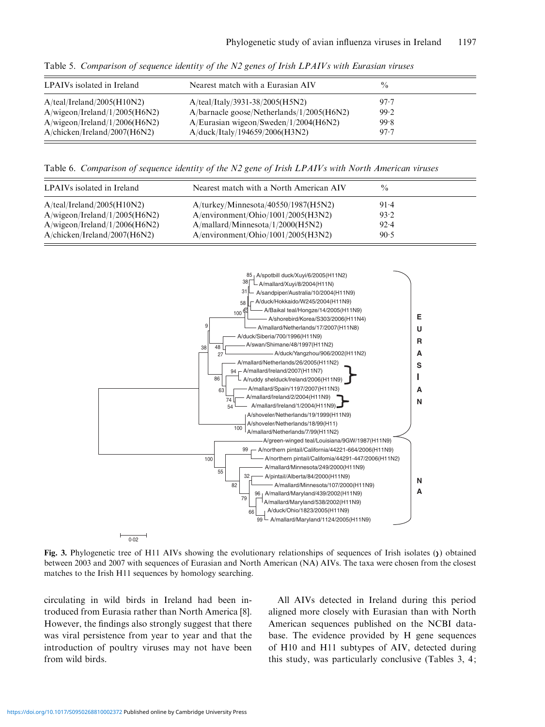Table 5. *Comparison of sequence identity of the N2 genes of Irish LPAIVs with Eurasian viruses*

| LPAIVs isolated in Ireland | Nearest match with a Eurasian AIV | % |
|---|---|---|
| A/teal/Ireland/2005(H10N2) | A/teal/Italy/3931-38/2005(H5N2) | 97·7 |
| A/wigeon/Ireland/1/2005(H6N2) | A/barnacle goose/Netherlands/1/2005(H6N2) | 99·2 |
| A/wigeon/Ireland/1/2006(H6N2) | A/Eurasian wigeon/Sweden/1/2004(H6N2) | 99·8 |
| A/chicken/Ireland/2007(H6N2) | A/duck/Italy/194659/2006(H3N2) | 97·7 |

Table 6. *Comparison of sequence identity of the N2 gene of Irish LPAIVs with North American viruses*

| LPAIVs isolated in Ireland | Nearest match with a North American AIV | % |
|---|---|---|
| A/teal/Ireland/2005(H10N2) | A/turkey/Minnesota/40550/1987(H5N2) | 91·4 |
| A/wigeon/Ireland/1/2005(H6N2) | A/environment/Ohio/1001/2005(H3N2) | 93·2 |
| A/wigeon/Ireland/1/2006(H6N2) | A/mallard/Minnesota/1/2000(H5N2) | 92·4 |
| A/chicken/Ireland/2007(H6N2) | A/environment/Ohio/1001/2005(H3N2) | 90·5 |

**Fig. 3.** Phylogenetic tree of H11 AIVs showing the evolutionary relationships of sequences of Irish isolates (}) obtained between 2003 and 2007 with sequences of Eurasian and North American (NA) AIVs. The taxa were chosen from the closest matches to the Irish H11 sequences by homology searching.

circulating in wild birds in Ireland had been introduced from Eurasia rather than North America [8]. However, the findings also strongly suggest that there was viral persistence from year to year and that the introduction of poultry viruses may not have been from wild birds.

All AIVs detected in Ireland during this period aligned more closely with Eurasian than with North American sequences published on the NCBI database. The evidence provided by H gene sequences of H10 and H11 subtypes of AIV, detected during this study, was particularly conclusive (Tables 3, 4;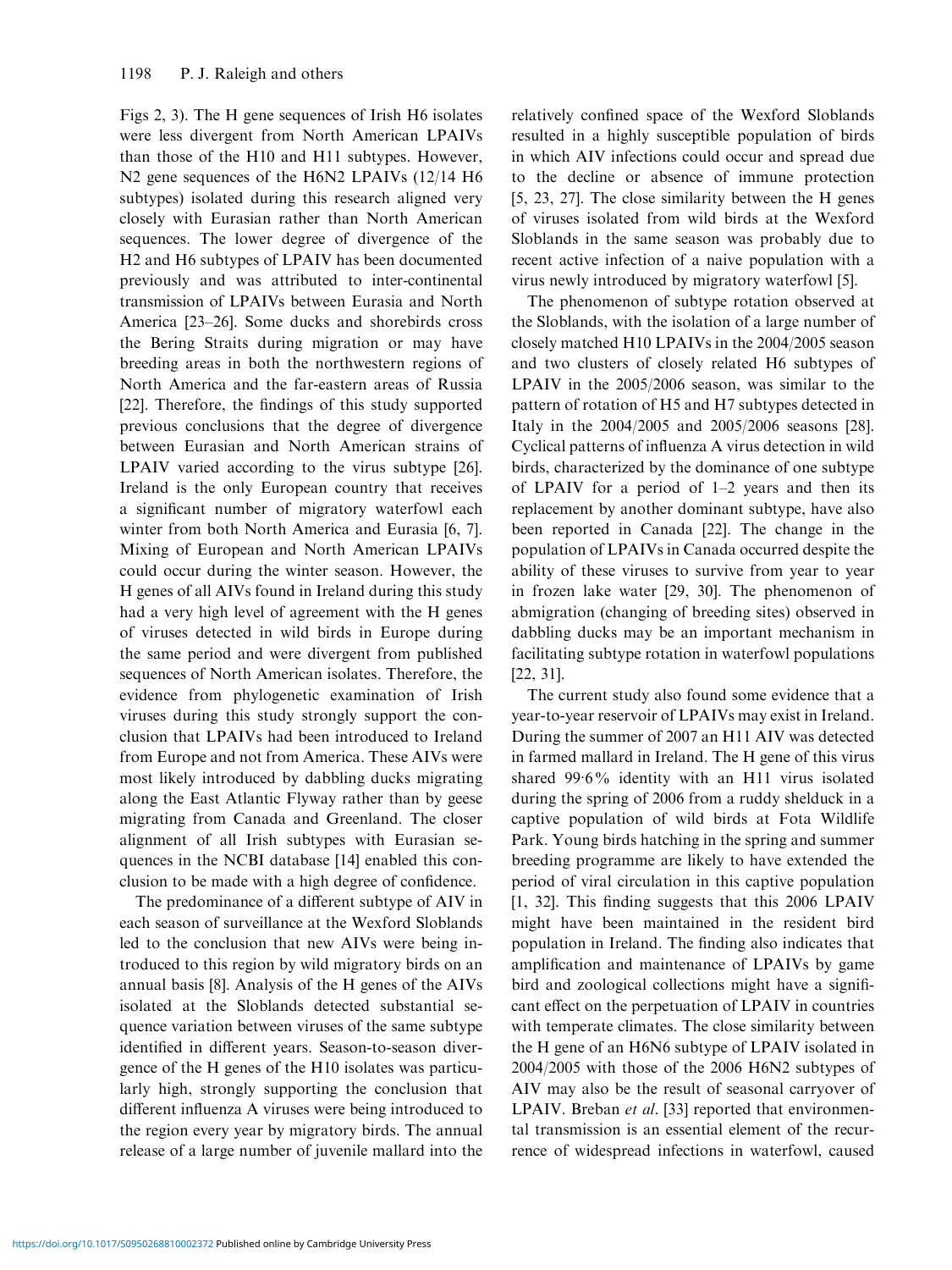Figs 2, 3). The H gene sequences of Irish H6 isolates were less divergent from North American LPAIVs than those of the H10 and H11 subtypes. However, N2 gene sequences of the H6N2 LPAIVs (12/14 H6 subtypes) isolated during this research aligned very closely with Eurasian rather than North American sequences. The lower degree of divergence of the H2 and H6 subtypes of LPAIV has been documented previously and was attributed to inter-continental transmission of LPAIVs between Eurasia and North America [23–26]. Some ducks and shorebirds cross the Bering Straits during migration or may have breeding areas in both the northwestern regions of North America and the far-eastern areas of Russia [22]. Therefore, the findings of this study supported previous conclusions that the degree of divergence between Eurasian and North American strains of LPAIV varied according to the virus subtype [26]. Ireland is the only European country that receives a significant number of migratory waterfowl each winter from both North America and Eurasia [6, 7]. Mixing of European and North American LPAIVs could occur during the winter season. However, the H genes of all AIVs found in Ireland during this study had a very high level of agreement with the H genes of viruses detected in wild birds in Europe during the same period and were divergent from published sequences of North American isolates. Therefore, the evidence from phylogenetic examination of Irish viruses during this study strongly support the conclusion that LPAIVs had been introduced to Ireland from Europe and not from America. These AIVs were most likely introduced by dabbling ducks migrating along the East Atlantic Flyway rather than by geese migrating from Canada and Greenland. The closer alignment of all Irish subtypes with Eurasian sequences in the NCBI database [14] enabled this conclusion to be made with a high degree of confidence.

The predominance of a different subtype of AIV in each season of surveillance at the Wexford Sloblands led to the conclusion that new AIVs were being introduced to this region by wild migratory birds on an annual basis [8]. Analysis of the H genes of the AIVs isolated at the Sloblands detected substantial sequence variation between viruses of the same subtype identified in different years. Season-to-season divergence of the H genes of the H10 isolates was particularly high, strongly supporting the conclusion that different influenza A viruses were being introduced to the region every year by migratory birds. The annual release of a large number of juvenile mallard into the relatively confined space of the Wexford Sloblands resulted in a highly susceptible population of birds in which AIV infections could occur and spread due to the decline or absence of immune protection [5, 23, 27]. The close similarity between the H genes of viruses isolated from wild birds at the Wexford Sloblands in the same season was probably due to recent active infection of a naive population with a virus newly introduced by migratory waterfowl [5].

The phenomenon of subtype rotation observed at the Sloblands, with the isolation of a large number of closely matched H10 LPAIVs in the 2004/2005 season and two clusters of closely related H6 subtypes of LPAIV in the 2005/2006 season, was similar to the pattern of rotation of H5 and H7 subtypes detected in Italy in the 2004/2005 and 2005/2006 seasons [28]. Cyclical patterns of influenza A virus detection in wild birds, characterized by the dominance of one subtype of LPAIV for a period of 1–2 years and then its replacement by another dominant subtype, have also been reported in Canada [22]. The change in the population of LPAIVs in Canada occurred despite the ability of these viruses to survive from year to year in frozen lake water [29, 30]. The phenomenon of abmigration (changing of breeding sites) observed in dabbling ducks may be an important mechanism in facilitating subtype rotation in waterfowl populations [22, 31].

The current study also found some evidence that a year-to-year reservoir of LPAIVs may exist in Ireland. During the summer of 2007 an H11 AIV was detected in farmed mallard in Ireland. The H gene of this virus shared 99·6% identity with an H11 virus isolated during the spring of 2006 from a ruddy shelduck in a captive population of wild birds at Fota Wildlife Park. Young birds hatching in the spring and summer breeding programme are likely to have extended the period of viral circulation in this captive population [1, 32]. This finding suggests that this 2006 LPAIV might have been maintained in the resident bird population in Ireland. The finding also indicates that amplification and maintenance of LPAIVs by game bird and zoological collections might have a significant effect on the perpetuation of LPAIV in countries with temperate climates. The close similarity between the H gene of an H6N6 subtype of LPAIV isolated in 2004/2005 with those of the 2006 H6N2 subtypes of AIV may also be the result of seasonal carryover of LPAIV. Breban *et al.* [33] reported that environmental transmission is an essential element of the recurrence of widespread infections in waterfowl, caused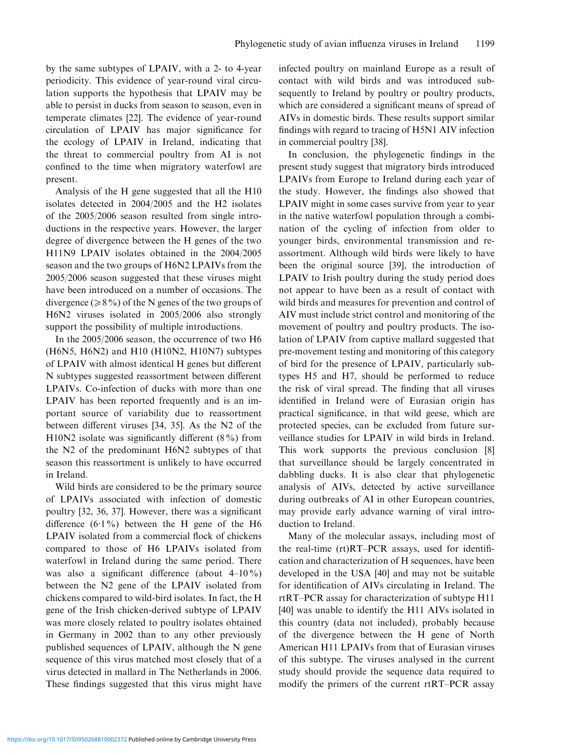by the same subtypes of LPAIV, with a 2- to 4-year periodicity. This evidence of year-round viral circulation supports the hypothesis that LPAIV may be able to persist in ducks from season to season, even in temperate climates [22]. The evidence of year-round circulation of LPAIV has major significance for the ecology of LPAIV in Ireland, indicating that the threat to commercial poultry from AI is not confined to the time when migratory waterfowl are present.

Analysis of the H gene suggested that all the H10 isolates detected in 2004/2005 and the H2 isolates of the 2005/2006 season resulted from single introductions in the respective years. However, the larger degree of divergence between the H genes of the two H11N9 LPAIV isolates obtained in the 2004/2005 season and the two groups of H6N2 LPAIVs from the 2005/2006 season suggested that these viruses might have been introduced on a number of occasions. The divergence ($\geqslant 8\%$) of the N genes of the two groups of H6N2 viruses isolated in 2005/2006 also strongly support the possibility of multiple introductions.

In the 2005/2006 season, the occurrence of two H6 (H6N5, H6N2) and H10 (H10N2, H10N7) subtypes of LPAIV with almost identical H genes but different N subtypes suggested reassortment between different LPAIVs. Co-infection of ducks with more than one LPAIV has been reported frequently and is an important source of variability due to reassortment between different viruses [34, 35]. As the N2 of the H10N2 isolate was significantly different (8%) from the N2 of the predominant H6N2 subtypes of that season this reassortment is unlikely to have occurred in Ireland.

Wild birds are considered to be the primary source of LPAIVs associated with infection of domestic poultry [32, 36, 37]. However, there was a significant difference (6·1%) between the H gene of the H6 LPAIV isolated from a commercial flock of chickens compared to those of H6 LPAIVs isolated from waterfowl in Ireland during the same period. There was also a significant difference (about 4–10%) between the N2 gene of the LPAIV isolated from chickens compared to wild-bird isolates. In fact, the H gene of the Irish chicken-derived subtype of LPAIV was more closely related to poultry isolates obtained in Germany in 2002 than to any other previously published sequences of LPAIV, although the N gene sequence of this virus matched most closely that of a virus detected in mallard in The Netherlands in 2006. These findings suggested that this virus might have infected poultry on mainland Europe as a result of contact with wild birds and was introduced subsequently to Ireland by poultry or poultry products, which are considered a significant means of spread of AIVs in domestic birds. These results support similar findings with regard to tracing of H5N1 AIV infection in commercial poultry [38].

In conclusion, the phylogenetic findings in the present study suggest that migratory birds introduced LPAIVs from Europe to Ireland during each year of the study. However, the findings also showed that LPAIV might in some cases survive from year to year in the native waterfowl population through a combination of the cycling of infection from older to younger birds, environmental transmission and reassortment. Although wild birds were likely to have been the original source [39], the introduction of LPAIV to Irish poultry during the study period does not appear to have been as a result of contact with wild birds and measures for prevention and control of AIV must include strict control and monitoring of the movement of poultry and poultry products. The isolation of LPAIV from captive mallard suggested that pre-movement testing and monitoring of this category of bird for the presence of LPAIV, particularly subtypes H5 and H7, should be performed to reduce the risk of viral spread. The finding that all viruses identified in Ireland were of Eurasian origin has practical significance, in that wild geese, which are protected species, can be excluded from future surveillance studies for LPAIV in wild birds in Ireland. This work supports the previous conclusion [8] that surveillance should be largely concentrated in dabbling ducks. It is also clear that phylogenetic analysis of AIVs, detected by active surveillance during outbreaks of AI in other European countries, may provide early advance warning of viral introduction to Ireland.

Many of the molecular assays, including most of the real-time (rt)RT–PCR assays, used for identification and characterization of H sequences, have been developed in the USA [40] and may not be suitable for identification of AIVs circulating in Ireland. The rtRT–PCR assay for characterization of subtype H11 [40] was unable to identify the H11 AIVs isolated in this country (data not included), probably because of the divergence between the H gene of North American H11 LPAIVs from that of Eurasian viruses of this subtype. The viruses analysed in the current study should provide the sequence data required to modify the primers of the current rtRT–PCR assay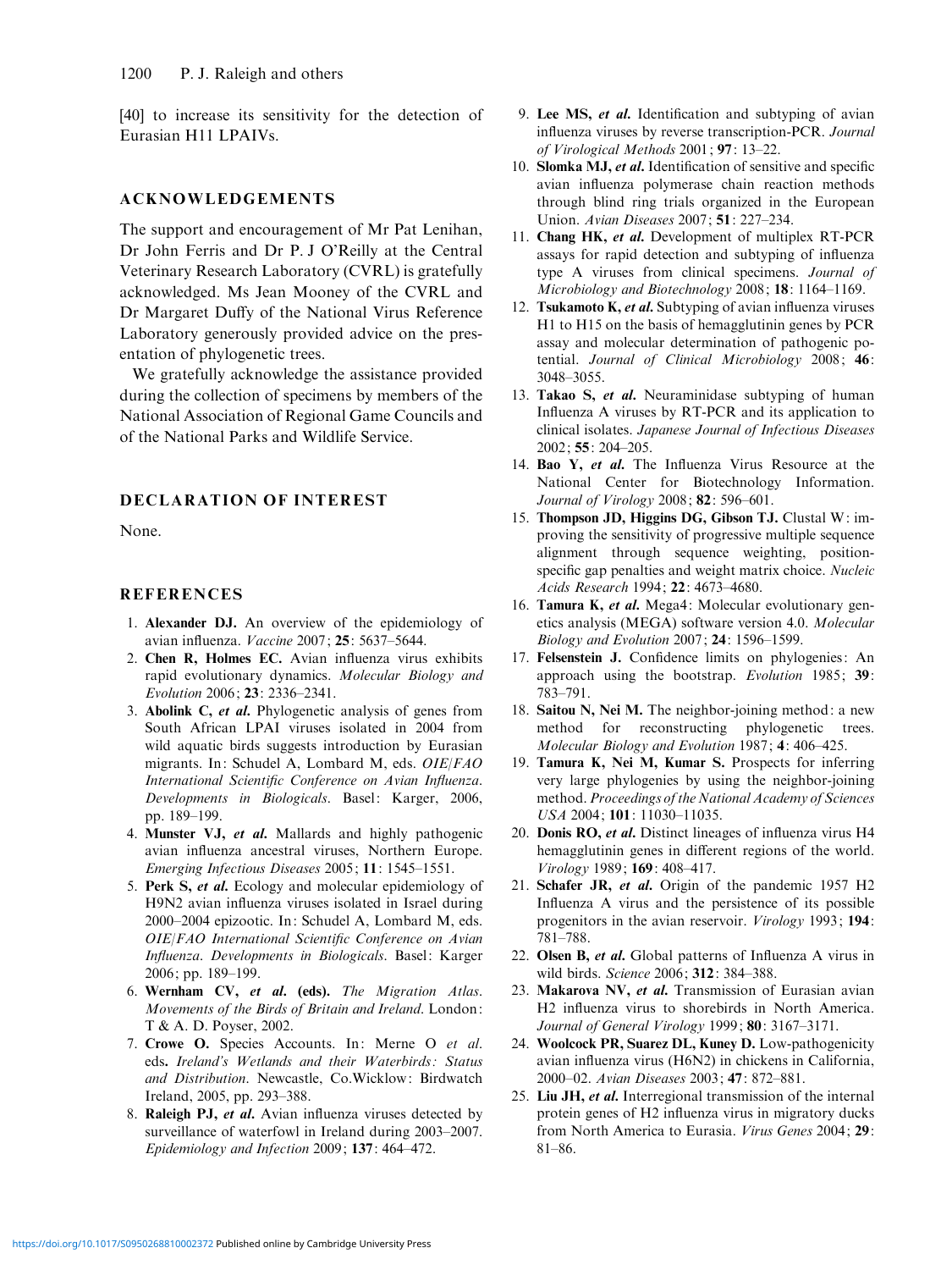[40] to increase its sensitivity for the detection of Eurasian H11 LPAIVs.

## ACKNOWLEDGEMENTS

The support and encouragement of Mr Pat Lenihan, Dr John Ferris and Dr P. J O'Reilly at the Central Veterinary Research Laboratory (CVRL) is gratefully acknowledged. Ms Jean Mooney of the CVRL and Dr Margaret Duffy of the National Virus Reference Laboratory generously provided advice on the presentation of phylogenetic trees.

We gratefully acknowledge the assistance provided during the collection of specimens by members of the National Association of Regional Game Councils and of the National Parks and Wildlife Service.

## DECLARATION OF INTEREST

None.

## REFERENCES

1. **Alexander DJ.** An overview of the epidemiology of avian influenza. *Vaccine* 2007; **25**: 5637–5644.
2. **Chen R, Holmes EC.** Avian influenza virus exhibits rapid evolutionary dynamics. *Molecular Biology and Evolution* 2006; **23**: 2336–2341.
3. **Abolink C, *et al.*** Phylogenetic analysis of genes from South African LPAI viruses isolated in 2004 from wild aquatic birds suggests introduction by Eurasian migrants. In: Schudel A, Lombard M, eds. *OIE/FAO International Scientific Conference on Avian Influenza. Developments in Biologicals*. Basel: Karger, 2006, pp. 189–199.
4. **Munster VJ, *et al.*** Mallards and highly pathogenic avian influenza ancestral viruses, Northern Europe. *Emerging Infectious Diseases* 2005; **11**: 1545–1551.
5. **Perk S, *et al.*** Ecology and molecular epidemiology of H9N2 avian influenza viruses isolated in Israel during 2000–2004 epizootic. In: Schudel A, Lombard M, eds. *OIE/FAO International Scientific Conference on Avian Influenza. Developments in Biologicals*. Basel: Karger 2006; pp. 189–199.
6. **Wernham CV, *et al.* (eds).** *The Migration Atlas. Movements of the Birds of Britain and Ireland*. London: T & A. D. Poyser, 2002.
7. **Crowe O.** Species Accounts. In: Merne O *et al.* eds. *Ireland's Wetlands and their Waterbirds: Status and Distribution*. Newcastle, Co.Wicklow: Birdwatch Ireland, 2005, pp. 293–388.
8. **Raleigh PJ, *et al.*** Avian influenza viruses detected by surveillance of waterfowl in Ireland during 2003–2007. *Epidemiology and Infection* 2009; **137**: 464–472.
9. **Lee MS, *et al.*** Identification and subtyping of avian influenza viruses by reverse transcription-PCR. *Journal of Virological Methods* 2001; **97**: 13–22.
10. **Slomka MJ, *et al.*** Identification of sensitive and specific avian influenza polymerase chain reaction methods through blind ring trials organized in the European Union. *Avian Diseases* 2007; **51**: 227–234.
11. **Chang HK, *et al.*** Development of multiplex RT-PCR assays for rapid detection and subtyping of influenza type A viruses from clinical specimens. *Journal of Microbiology and Biotechnology* 2008; **18**: 1164–1169.
12. **Tsukamoto K, *et al.*** Subtyping of avian influenza viruses H1 to H15 on the basis of hemagglutinin genes by PCR assay and molecular determination of pathogenic potential. *Journal of Clinical Microbiology* 2008; **46**: 3048–3055.
13. **Takao S, *et al.*** Neuraminidase subtyping of human Influenza A viruses by RT-PCR and its application to clinical isolates. *Japanese Journal of Infectious Diseases* 2002; **55**: 204–205.
14. **Bao Y, *et al.*** The Influenza Virus Resource at the National Center for Biotechnology Information. *Journal of Virology* 2008; **82**: 596–601.
15. **Thompson JD, Higgins DG, Gibson TJ.** Clustal W: improving the sensitivity of progressive multiple sequence alignment through sequence weighting, position-specific gap penalties and weight matrix choice. *Nucleic Acids Research* 1994; **22**: 4673–4680.
16. **Tamura K, *et al.*** Mega4: Molecular evolutionary genetics analysis (MEGA) software version 4.0. *Molecular Biology and Evolution* 2007; **24**: 1596–1599.
17. **Felsenstein J.** Confidence limits on phylogenies: An approach using the bootstrap. *Evolution* 1985; **39**: 783–791.
18. **Saitou N, Nei M.** The neighbor-joining method: a new method for reconstructing phylogenetic trees. *Molecular Biology and Evolution* 1987; **4**: 406–425.
19. **Tamura K, Nei M, Kumar S.** Prospects for inferring very large phylogenies by using the neighbor-joining method. *Proceedings of the National Academy of Sciences USA* 2004; **101**: 11030–11035.
20. **Donis RO, *et al.*** Distinct lineages of influenza virus H4 hemagglutinin genes in different regions of the world. *Virology* 1989; **169**: 408–417.
21. **Schafer JR, *et al.*** Origin of the pandemic 1957 H2 Influenza A virus and the persistence of its possible progenitors in the avian reservoir. *Virology* 1993; **194**: 781–788.
22. **Olsen B, *et al.*** Global patterns of Influenza A virus in wild birds. *Science* 2006; **312**: 384–388.
23. **Makarova NV, *et al.*** Transmission of Eurasian avian H2 influenza virus to shorebirds in North America. *Journal of General Virology* 1999; **80**: 3167–3171.
24. **Woolcock PR, Suarez DL, Kuney D.** Low-pathogenicity avian influenza virus (H6N2) in chickens in California, 2000–02. *Avian Diseases* 2003; **47**: 872–881.
25. **Liu JH, *et al.*** Interregional transmission of the internal protein genes of H2 influenza virus in migratory ducks from North America to Eurasia. *Virus Genes* 2004; **29**: 81–86.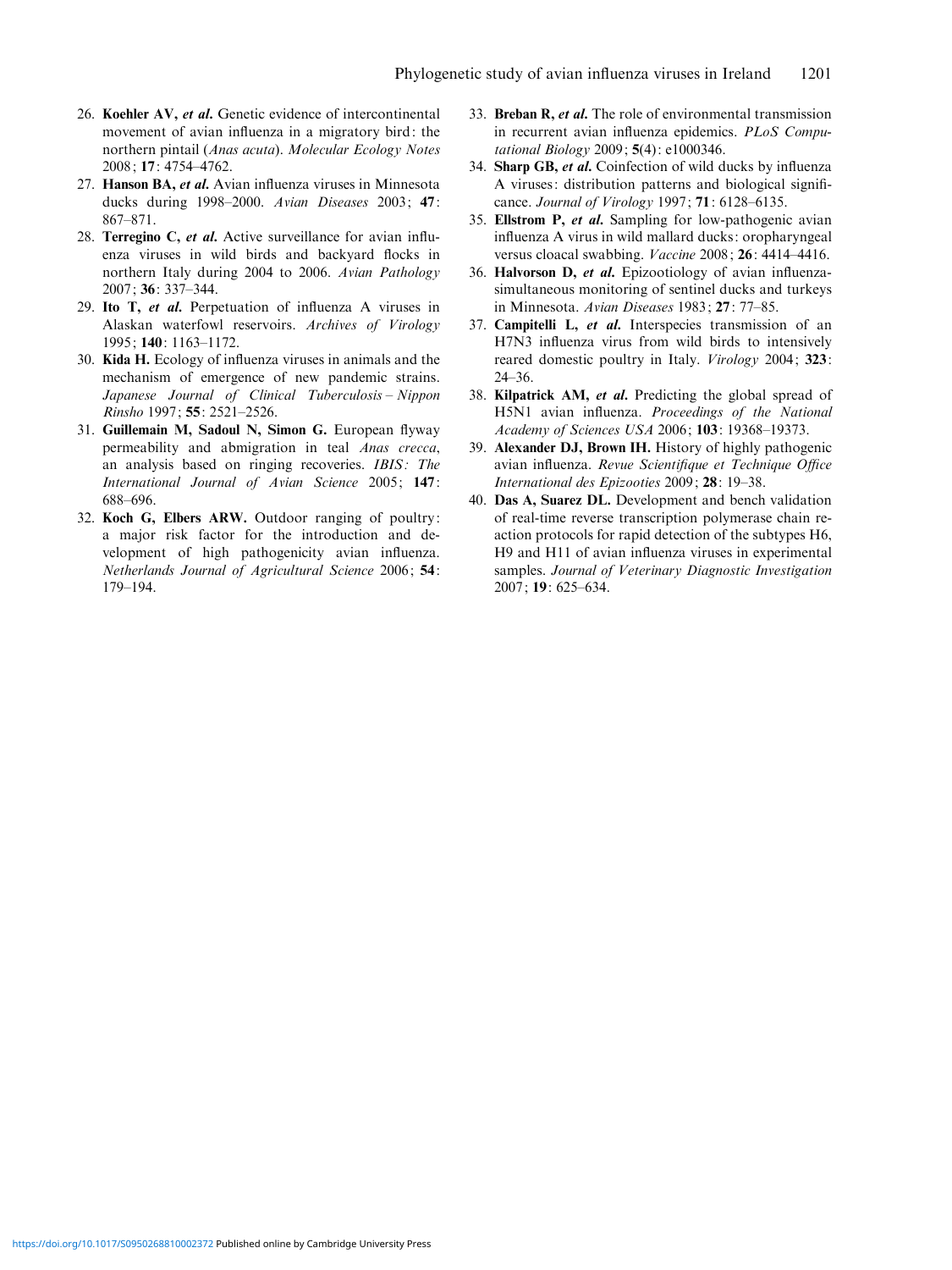26. **Koehler AV, *et al*.** Genetic evidence of intercontinental movement of avian influenza in a migratory bird: the northern pintail (*Anas acuta*). *Molecular Ecology Notes* 2008; **17**: 4754–4762.
27. **Hanson BA, *et al*.** Avian influenza viruses in Minnesota ducks during 1998–2000. *Avian Diseases* 2003; **47**: 867–871.
28. **Terregino C, *et al*.** Active surveillance for avian influenza viruses in wild birds and backyard flocks in northern Italy during 2004 to 2006. *Avian Pathology* 2007; **36**: 337–344.
29. **Ito T, *et al*.** Perpetuation of influenza A viruses in Alaskan waterfowl reservoirs. *Archives of Virology* 1995; **140**: 1163–1172.
30. **Kida H.** Ecology of influenza viruses in animals and the mechanism of emergence of new pandemic strains. *Japanese Journal of Clinical Tuberculosis – Nippon Rinsho* 1997; **55**: 2521–2526.
31. **Guillemain M, Sadoul N, Simon G.** European flyway permeability and abmigration in teal *Anas crecca*, an analysis based on ringing recoveries. *IBIS: The International Journal of Avian Science* 2005; **147**: 688–696.
32. **Koch G, Elbers ARW.** Outdoor ranging of poultry: a major risk factor for the introduction and development of high pathogenicity avian influenza. *Netherlands Journal of Agricultural Science* 2006; **54**: 179–194.
33. **Breban R, *et al*.** The role of environmental transmission in recurrent avian influenza epidemics. *PLoS Computational Biology* 2009; **5**(4): e1000346.
34. **Sharp GB, *et al*.** Coinfection of wild ducks by influenza A viruses: distribution patterns and biological significance. *Journal of Virology* 1997; **71**: 6128–6135.
35. **Ellstrom P, *et al*.** Sampling for low-pathogenic avian influenza A virus in wild mallard ducks: oropharyngeal versus cloacal swabbing. *Vaccine* 2008; **26**: 4414–4416.
36. **Halvorson D, *et al*.** Epizootiology of avian influenza-simultaneous monitoring of sentinel ducks and turkeys in Minnesota. *Avian Diseases* 1983; **27**: 77–85.
37. **Campitelli L, *et al*.** Interspecies transmission of an H7N3 influenza virus from wild birds to intensively reared domestic poultry in Italy. *Virology* 2004; **323**: 24–36.
38. **Kilpatrick AM, *et al*.** Predicting the global spread of H5N1 avian influenza. *Proceedings of the National Academy of Sciences USA* 2006; **103**: 19368–19373.
39. **Alexander DJ, Brown IH.** History of highly pathogenic avian influenza. *Revue Scientifique et Technique Office International des Epizooties* 2009; **28**: 19–38.
40. **Das A, Suarez DL.** Development and bench validation of real-time reverse transcription polymerase chain reaction protocols for rapid detection of the subtypes H6, H9 and H11 of avian influenza viruses in experimental samples. *Journal of Veterinary Diagnostic Investigation* 2007; **19**: 625–634.